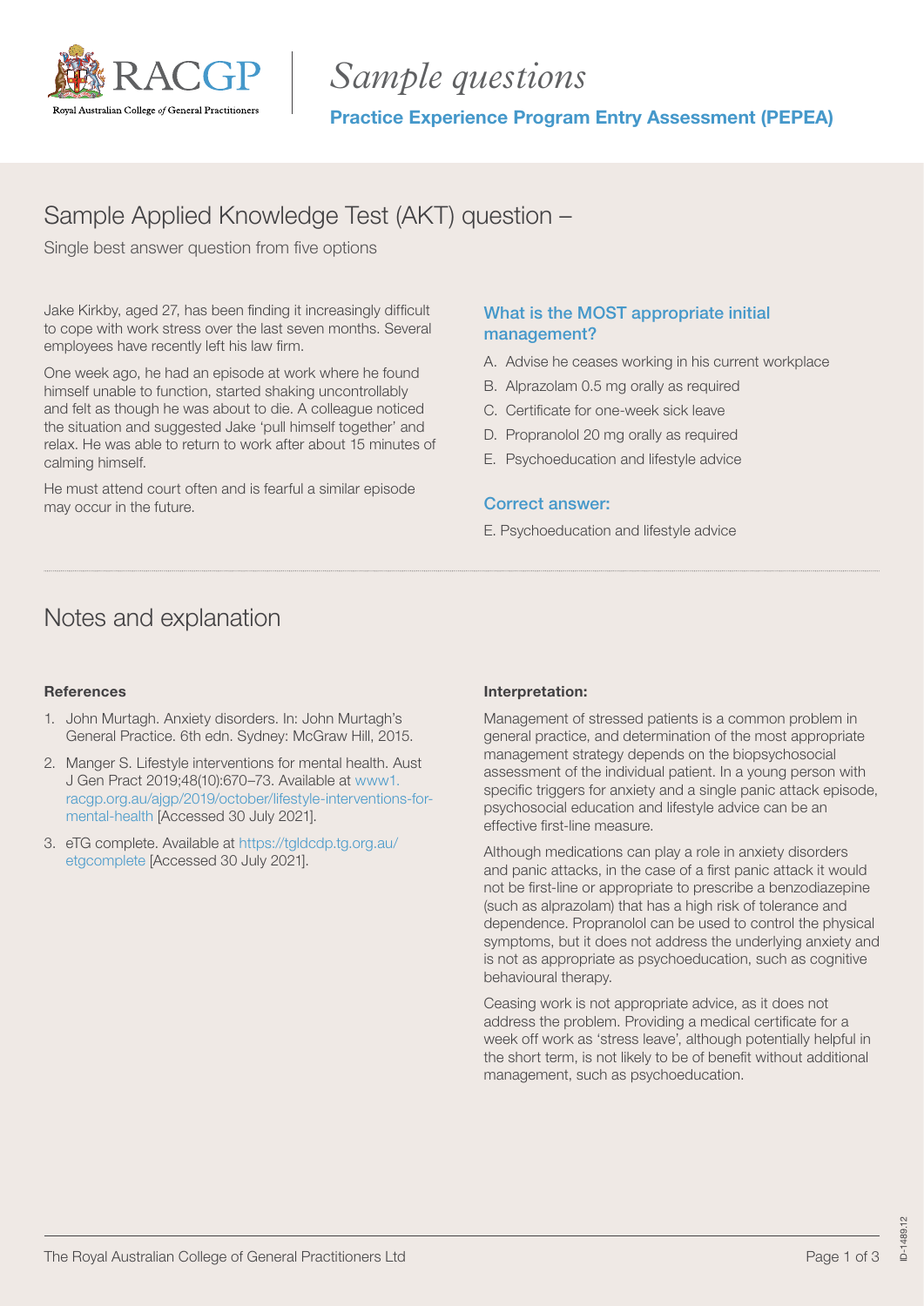# Sample questions

**Practice Experience Program Entry Assessment (PEPEA)**

## Sample Applied Knowledge Test (AKT) question –

Single best answer question from five options

Jake Kirkby, aged 27, has been finding it increasingly difficult to cope with work stress over the last seven months. Several employees have recently left his law firm.

One week ago, he had an episode at work where he found himself unable to function, started shaking uncontrollably and felt as though he was about to die. A colleague noticed the situation and suggested Jake 'pull himself together' and relax. He was able to return to work after about 15 minutes of calming himself.

He must attend court often and is fearful a similar episode may occur in the future.

### What is the MOST appropriate initial management?

A. Advise he ceases working in his current workplace
B. Alprazolam 0.5 mg orally as required
C. Certificate for one-week sick leave
D. Propranolol 20 mg orally as required
E. Psychoeducation and lifestyle advice

### Correct answer:

E. Psychoeducation and lifestyle advice

## Notes and explanation

**References**

1. John Murtagh. Anxiety disorders. In: John Murtagh's General Practice. 6th edn. Sydney: McGraw Hill, 2015.
2. Manger S. Lifestyle interventions for mental health. Aust J Gen Pract 2019;48(10):670–73. Available at www1.racgp.org.au/ajgp/2019/october/lifestyle-interventions-for-mental-health [Accessed 30 July 2021].
3. eTG complete. Available at https://tgldcdp.tg.org.au/etgcomplete [Accessed 30 July 2021].

**Interpretation:**

Management of stressed patients is a common problem in general practice, and determination of the most appropriate management strategy depends on the biopsychosocial assessment of the individual patient. In a young person with specific triggers for anxiety and a single panic attack episode, psychosocial education and lifestyle advice can be an effective first-line measure.

Although medications can play a role in anxiety disorders and panic attacks, in the case of a first panic attack it would not be first-line or appropriate to prescribe a benzodiazepine (such as alprazolam) that has a high risk of tolerance and dependence. Propranolol can be used to control the physical symptoms, but it does not address the underlying anxiety and is not as appropriate as psychoeducation, such as cognitive behavioural therapy.

Ceasing work is not appropriate advice, as it does not address the problem. Providing a medical certificate for a week off work as 'stress leave', although potentially helpful in the short term, is not likely to be of benefit without additional management, such as psychoeducation.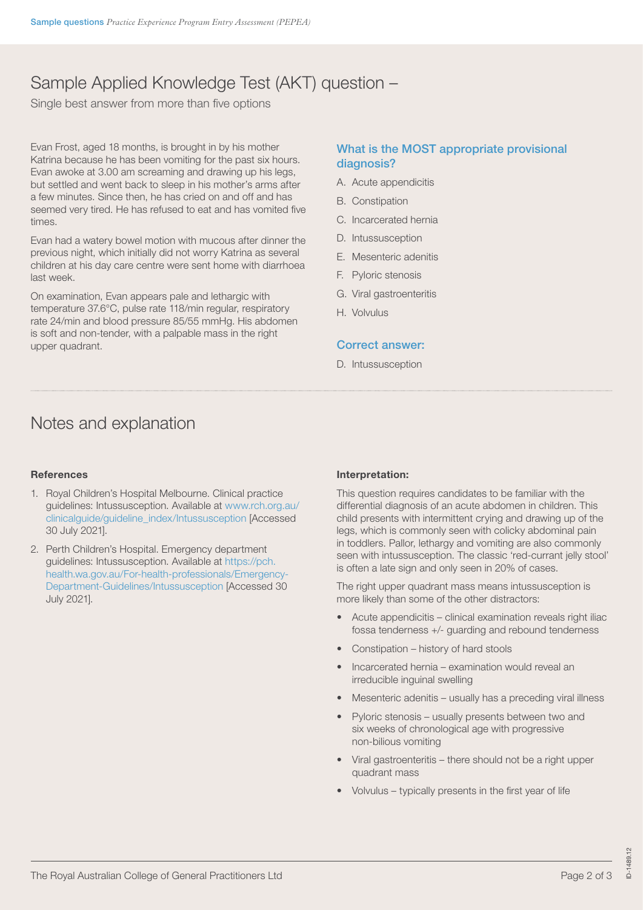# Sample Applied Knowledge Test (AKT) question –

Single best answer from more than five options

Evan Frost, aged 18 months, is brought in by his mother Katrina because he has been vomiting for the past six hours. Evan awoke at 3.00 am screaming and drawing up his legs, but settled and went back to sleep in his mother's arms after a few minutes. Since then, he has cried on and off and has seemed very tired. He has refused to eat and has vomited five times.

Evan had a watery bowel motion with mucous after dinner the previous night, which initially did not worry Katrina as several children at his day care centre were sent home with diarrhoea last week.

On examination, Evan appears pale and lethargic with temperature 37.6°C, pulse rate 118/min regular, respiratory rate 24/min and blood pressure 85/55 mmHg. His abdomen is soft and non-tender, with a palpable mass in the right upper quadrant.

### What is the MOST appropriate provisional diagnosis?

A. Acute appendicitis

B. Constipation

C. Incarcerated hernia

D. Intussusception

E. Mesenteric adenitis

F. Pyloric stenosis

G. Viral gastroenteritis

H. Volvulus

### Correct answer:

D. Intussusception

## Notes and explanation

**References**

1. Royal Children's Hospital Melbourne. Clinical practice guidelines: Intussusception. Available at www.rch.org.au/clinicalguide/guideline_index/Intussusception [Accessed 30 July 2021].
2. Perth Children's Hospital. Emergency department guidelines: Intussusception. Available at https://pch.health.wa.gov.au/For-health-professionals/Emergency-Department-Guidelines/Intussusception [Accessed 30 July 2021].

**Interpretation:**

This question requires candidates to be familiar with the differential diagnosis of an acute abdomen in children. This child presents with intermittent crying and drawing up of the legs, which is commonly seen with colicky abdominal pain in toddlers. Pallor, lethargy and vomiting are also commonly seen with intussusception. The classic 'red-currant jelly stool' is often a late sign and only seen in 20% of cases.

The right upper quadrant mass means intussusception is more likely than some of the other distractors:

- Acute appendicitis – clinical examination reveals right iliac fossa tenderness +/- guarding and rebound tenderness
- Constipation – history of hard stools
- Incarcerated hernia – examination would reveal an irreducible inguinal swelling
- Mesenteric adenitis – usually has a preceding viral illness
- Pyloric stenosis – usually presents between two and six weeks of chronological age with progressive non-bilious vomiting
- Viral gastroenteritis – there should not be a right upper quadrant mass
- Volvulus – typically presents in the first year of life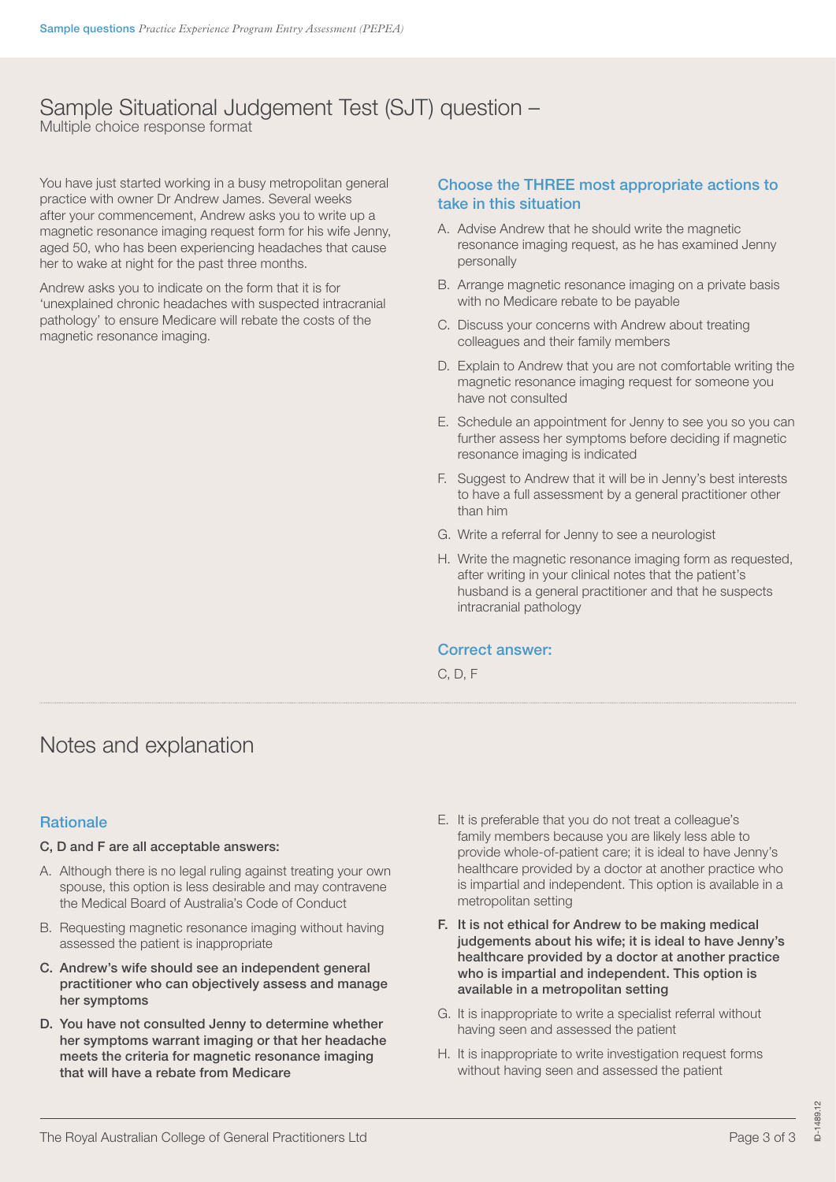# Sample Situational Judgement Test (SJT) question –

Multiple choice response format

You have just started working in a busy metropolitan general practice with owner Dr Andrew James. Several weeks after your commencement, Andrew asks you to write up a magnetic resonance imaging request form for his wife Jenny, aged 50, who has been experiencing headaches that cause her to wake at night for the past three months.

Andrew asks you to indicate on the form that it is for 'unexplained chronic headaches with suspected intracranial pathology' to ensure Medicare will rebate the costs of the magnetic resonance imaging.

### Choose the THREE most appropriate actions to take in this situation

A. Advise Andrew that he should write the magnetic resonance imaging request, as he has examined Jenny personally

B. Arrange magnetic resonance imaging on a private basis with no Medicare rebate to be payable

C. Discuss your concerns with Andrew about treating colleagues and their family members

D. Explain to Andrew that you are not comfortable writing the magnetic resonance imaging request for someone you have not consulted

E. Schedule an appointment for Jenny to see you so you can further assess her symptoms before deciding if magnetic resonance imaging is indicated

F. Suggest to Andrew that it will be in Jenny's best interests to have a full assessment by a general practitioner other than him

G. Write a referral for Jenny to see a neurologist

H. Write the magnetic resonance imaging form as requested, after writing in your clinical notes that the patient's husband is a general practitioner and that he suspects intracranial pathology

### Correct answer:

C, D, F

## Notes and explanation

### Rationale

**C, D and F are all acceptable answers:**

A. Although there is no legal ruling against treating your own spouse, this option is less desirable and may contravene the Medical Board of Australia's Code of Conduct

B. Requesting magnetic resonance imaging without having assessed the patient is inappropriate

**C. Andrew's wife should see an independent general practitioner who can objectively assess and manage her symptoms**

**D. You have not consulted Jenny to determine whether her symptoms warrant imaging or that her headache meets the criteria for magnetic resonance imaging that will have a rebate from Medicare**

E. It is preferable that you do not treat a colleague's family members because you are likely less able to provide whole-of-patient care; it is ideal to have Jenny's healthcare provided by a doctor at another practice who is impartial and independent. This option is available in a metropolitan setting

**F. It is not ethical for Andrew to be making medical judgements about his wife; it is ideal to have Jenny's healthcare provided by a doctor at another practice who is impartial and independent. This option is available in a metropolitan setting**

G. It is inappropriate to write a specialist referral without having seen and assessed the patient

H. It is inappropriate to write investigation request forms without having seen and assessed the patient